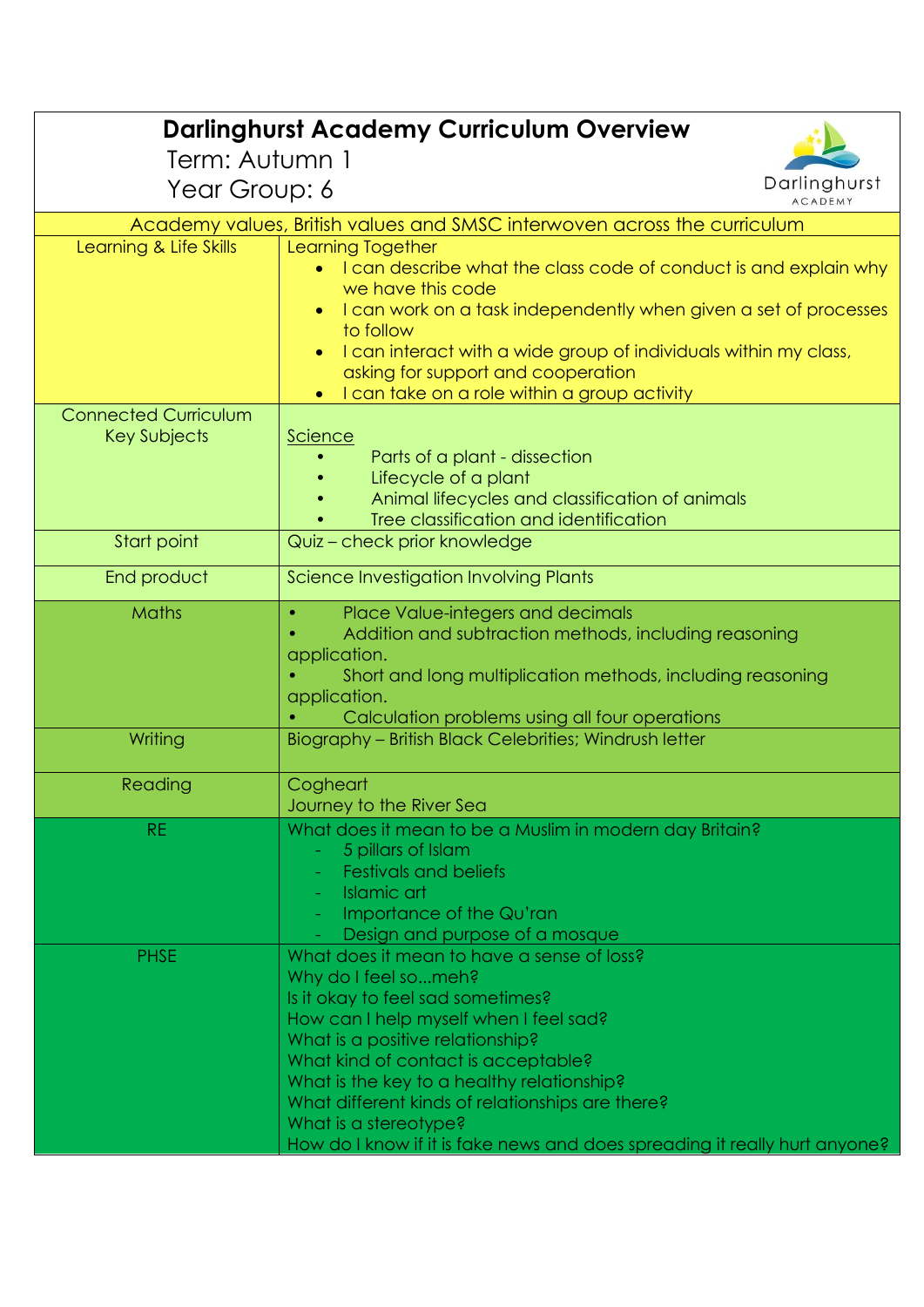# Darlinghurst Academy Curriculum Overview

Term: Autumn 1

Year Group: 6

| Academy values, British values and SMSC interwoven across the curriculum | |
|---|---|
| Learning & Life Skills | Learning Together<br>• I can describe what the class code of conduct is and explain why we have this code<br>• I can work on a task independently when given a set of processes to follow<br>• I can interact with a wide group of individuals within my class, asking for support and cooperation<br>• I can take on a role within a group activity |
| Connected Curriculum Key Subjects | Science<br>• Parts of a plant - dissection<br>• Lifecycle of a plant<br>• Animal lifecycles and classification of animals<br>• Tree classification and identification |
| Start point | Quiz – check prior knowledge |
| End product | Science Investigation Involving Plants |
| Maths | • Place Value-integers and decimals<br>• Addition and subtraction methods, including reasoning application.<br>• Short and long multiplication methods, including reasoning application.<br>• Calculation problems using all four operations |
| Writing | Biography – British Black Celebrities; Windrush letter |
| Reading | Cogheart<br>Journey to the River Sea |
| RE | What does it mean to be a Muslim in modern day Britain?<br>- 5 pillars of Islam<br>- Festivals and beliefs<br>- Islamic art<br>- Importance of the Qu'ran<br>- Design and purpose of a mosque |
| PHSE | What does it mean to have a sense of loss?<br>Why do I feel so...meh?<br>Is it okay to feel sad sometimes?<br>How can I help myself when I feel sad?<br>What is a positive relationship?<br>What kind of contact is acceptable?<br>What is the key to a healthy relationship?<br>What different kinds of relationships are there?<br>What is a stereotype?<br>How do I know if it is fake news and does spreading it really hurt anyone? |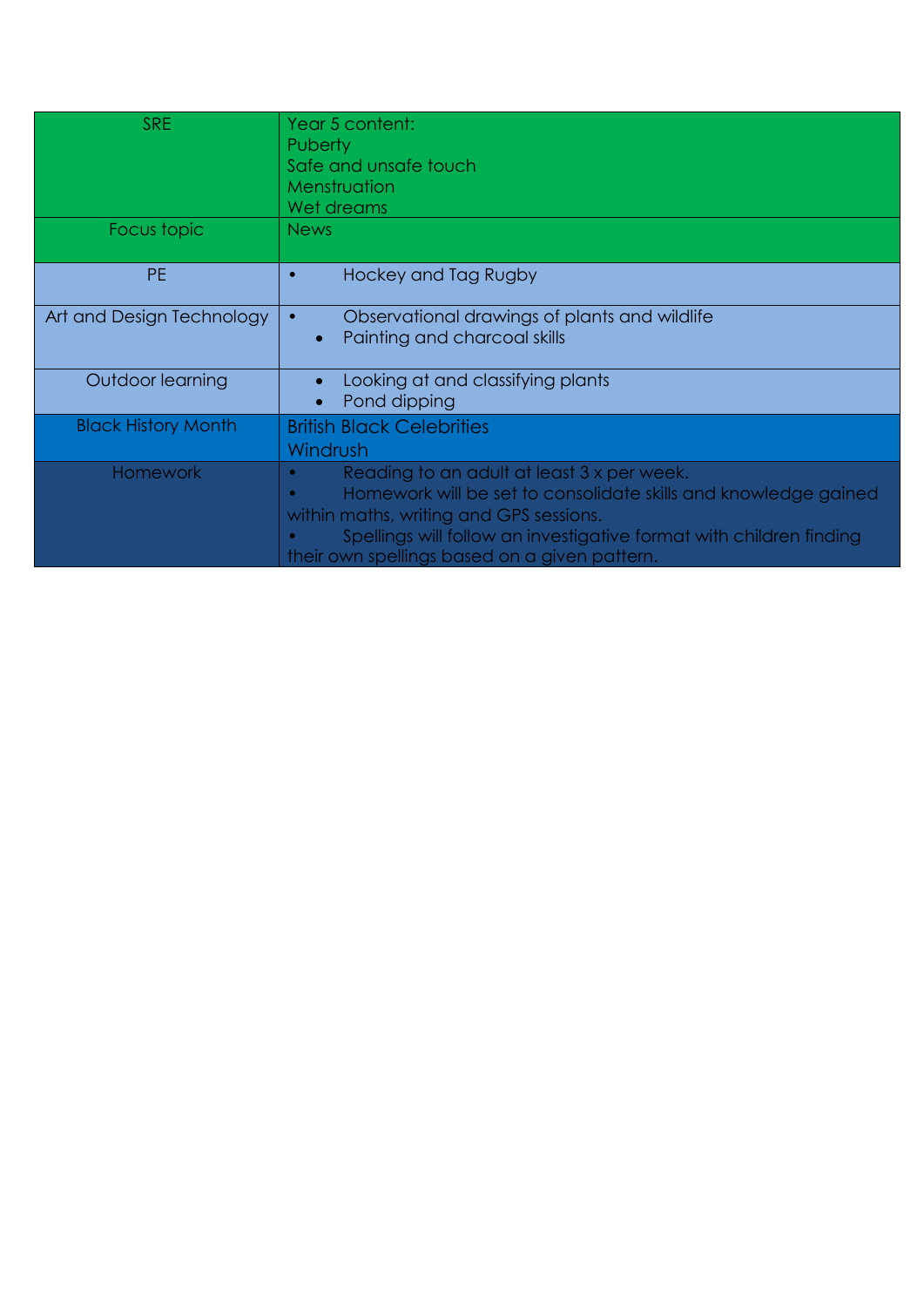| | |
|---|---|
| SRE | Year 5 content:<br>Puberty<br>Safe and unsafe touch<br>Menstruation<br>Wet dreams |
| Focus topic | News |
| PE | • Hockey and Tag Rugby |
| Art and Design Technology | • Observational drawings of plants and wildlife<br>• Painting and charcoal skills |
| Outdoor learning | • Looking at and classifying plants<br>• Pond dipping |
| Black History Month | British Black Celebrities<br>Windrush |
| Homework | • Reading to an adult at least 3 x per week.<br>• Homework will be set to consolidate skills and knowledge gained within maths, writing and GPS sessions.<br>• Spellings will follow an investigative format with children finding their own spellings based on a given pattern. |